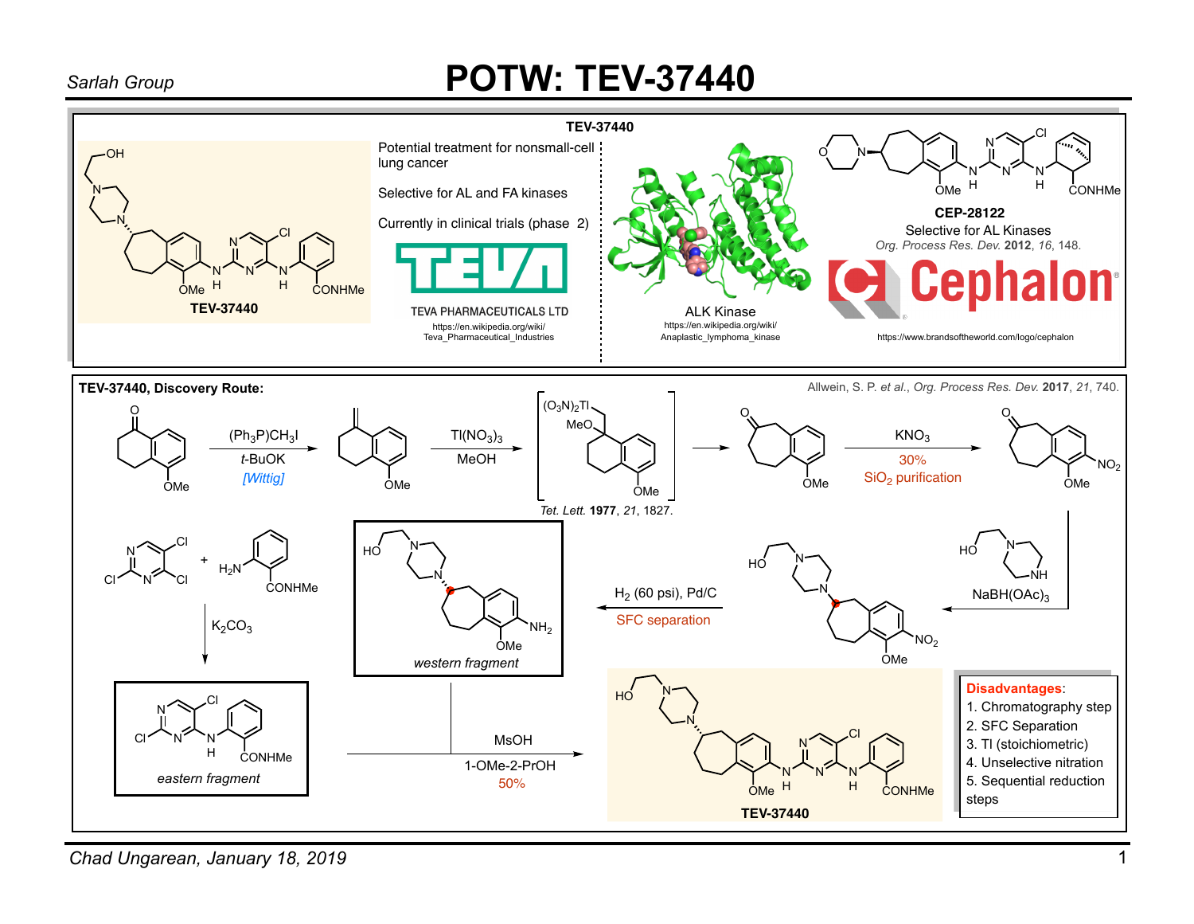# POTW: TEV-37440

Sarlah Group

## TEV-37440

TEV-37440

Potential treatment for nonsmall-cell lung cancer

Selective for AL and FA kinases

Currently in clinical trials (phase 2)

TEVA PHARMACEUTICALS LTD

https://en.wikipedia.org/wiki/Teva_Pharmaceutical_Industries

ALK Kinase

https://en.wikipedia.org/wiki/Anaplastic_lymphoma_kinase

**CEP-28122**

Selective for AL Kinases

*Org. Process Res. Dev.* **2012**, *16*, 148.

Cephalon

https://www.brandsoftheworld.com/logo/cephalon

## TEV-37440, Discovery Route:

Allwein, S. P. *et al.*, *Org. Process Res. Dev.* **2017**, *21*, 740.

- $(Ph_3P)CH_3I$, *t*-BuOK [Wittig]
- $Tl(NO_3)_3$, MeOH → $(O_3N)_2Tl$ intermediate — *Tet. Lett.* **1977**, *21*, 1827.
- $KNO_3$, 30%, $SiO_2$ purification
- NaBH(OAc)$_3$
- $H_2$ (60 psi), Pd/C, SFC separation → *western fragment*
- $K_2CO_3$ → *eastern fragment*
- MsOH, 1-OMe-2-PrOH, 50% → **TEV-37440**

**Disadvantages**:

1. Chromatography step
2. SFC Separation
3. Tl (stoichiometric)
4. Unselective nitration
5. Sequential reduction steps

Chad Ungarean, January 18, 2019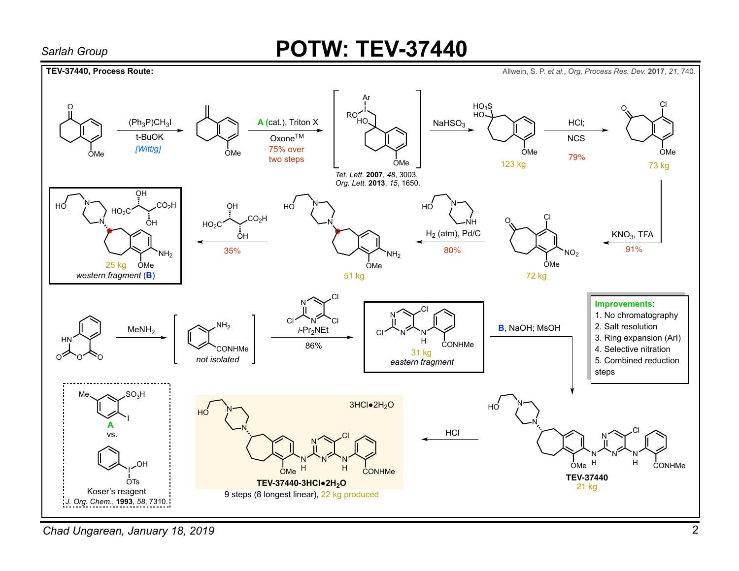# POTW: TEV-37440

**TEV-37440, Process Route:**

Allwein, S. P. *et al.*, *Org. Process Res. Dev.* **2017**, *21*, 740.

$(Ph_3P)CH_3I$, t-BuOK [Wittig]

**A** (cat.), Triton X, Oxone™ — 75% over two steps

*Tet. Lett.* **2007**, *48*, 3003.
*Org. Lett.* **2013**, *15*, 1650.

$NaHSO_3$ — 123 kg

HCl; NCS — 79% — 73 kg

$KNO_3$, TFA — 91% — 72 kg

$H_2$ (atm), Pd/C — 80% — 51 kg

35% — 25 kg — *western fragment* (**B**)

$MeNH_2$ — *not isolated*

*i*-$Pr_2NEt$ — 86% — 31 kg — *eastern fragment*

**B**, NaOH; MsOH — **TEV-37440** — 21 kg

HCl — $3HCl \bullet 2H_2O$ — **TEV-37440-3HCl•2H$_2$O**

9 steps (8 longest linear), 22 kg produced

**Improvements**:
1. No chromatography
2. Salt resolution
3. Ring expansion (ArI)
4. Selective nitration
5. Combined reduction steps

**A** vs. Koser's reagent
*J. Org. Chem.*, **1993**, *58*, 7310.

Chad Ungarean, January 18, 2019